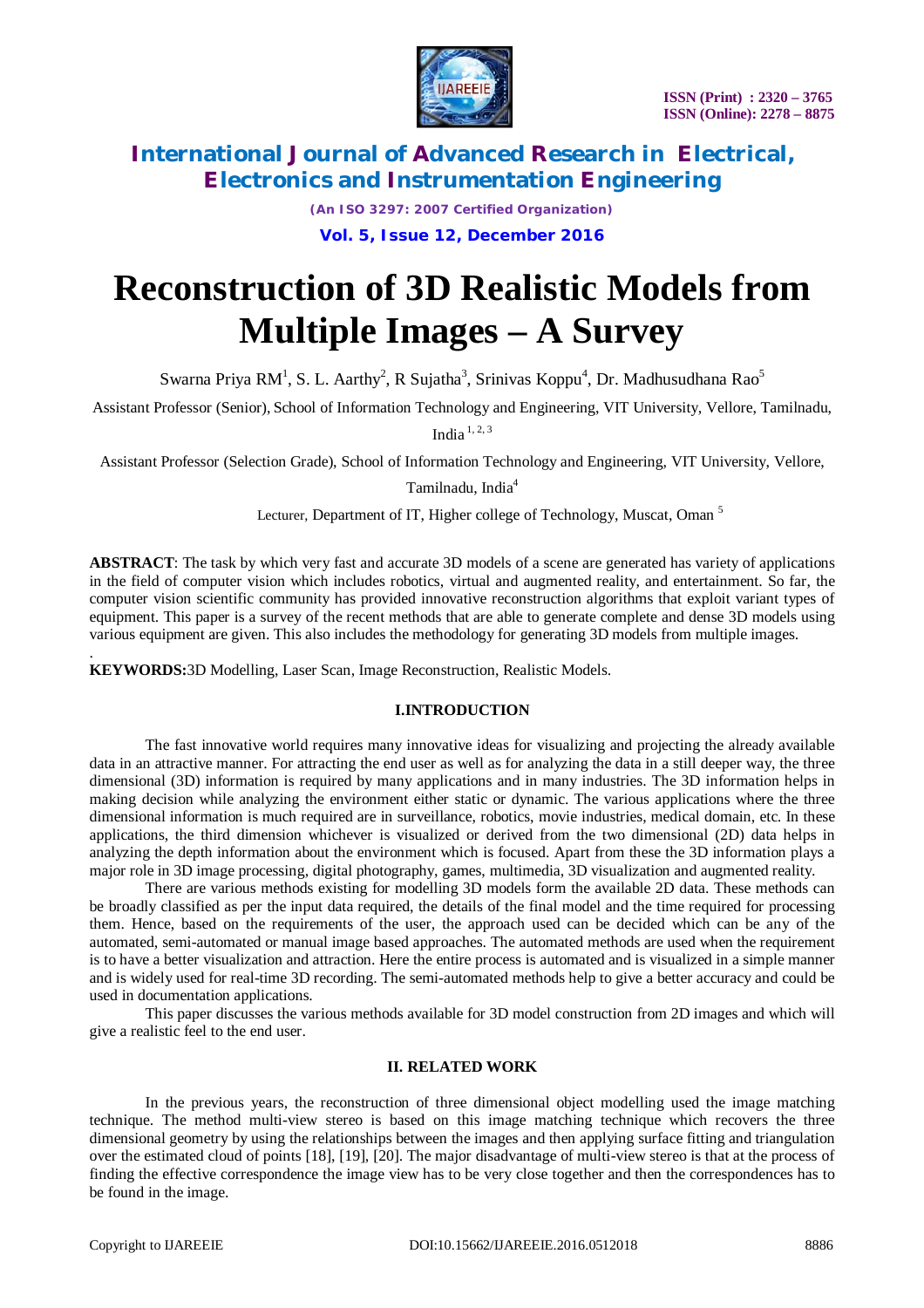# Reconstruction of 3D Realistic Models from Multiple Images – A Survey

Swarna Priya RM[1], S. L. Aarthy[2], R Sujatha[3], Srinivas Koppu[4], Dr. Madhusudhana Rao[5]

Assistant Professor (Senior), School of Information Technology and Engineering, VIT University, Vellore, Tamilnadu, India [1, 2, 3]

Assistant Professor (Selection Grade), School of Information Technology and Engineering, VIT University, Vellore, Tamilnadu, India[4]

Lecturer, Department of IT, Higher college of Technology, Muscat, Oman [5]

**ABSTRACT**: The task by which very fast and accurate 3D models of a scene are generated has variety of applications in the field of computer vision which includes robotics, virtual and augmented reality, and entertainment. So far, the computer vision scientific community has provided innovative reconstruction algorithms that exploit variant types of equipment. This paper is a survey of the recent methods that are able to generate complete and dense 3D models using various equipment are given. This also includes the methodology for generating 3D models from multiple images.

**KEYWORDS:**3D Modelling, Laser Scan, Image Reconstruction, Realistic Models.

## I.INTRODUCTION

The fast innovative world requires many innovative ideas for visualizing and projecting the already available data in an attractive manner. For attracting the end user as well as for analyzing the data in a still deeper way, the three dimensional (3D) information is required by many applications and in many industries. The 3D information helps in making decision while analyzing the environment either static or dynamic. The various applications where the three dimensional information is much required are in surveillance, robotics, movie industries, medical domain, etc. In these applications, the third dimension whichever is visualized or derived from the two dimensional (2D) data helps in analyzing the depth information about the environment which is focused. Apart from these the 3D information plays a major role in 3D image processing, digital photography, games, multimedia, 3D visualization and augmented reality.

There are various methods existing for modelling 3D models form the available 2D data. These methods can be broadly classified as per the input data required, the details of the final model and the time required for processing them. Hence, based on the requirements of the user, the approach used can be decided which can be any of the automated, semi-automated or manual image based approaches. The automated methods are used when the requirement is to have a better visualization and attraction. Here the entire process is automated and is visualized in a simple manner and is widely used for real-time 3D recording. The semi-automated methods help to give a better accuracy and could be used in documentation applications.

This paper discusses the various methods available for 3D model construction from 2D images and which will give a realistic feel to the end user.

## II. RELATED WORK

In the previous years, the reconstruction of three dimensional object modelling used the image matching technique. The method multi-view stereo is based on this image matching technique which recovers the three dimensional geometry by using the relationships between the images and then applying surface fitting and triangulation over the estimated cloud of points [18], [19], [20]. The major disadvantage of multi-view stereo is that at the process of finding the effective correspondence the image view has to be very close together and then the correspondences has to be found in the image.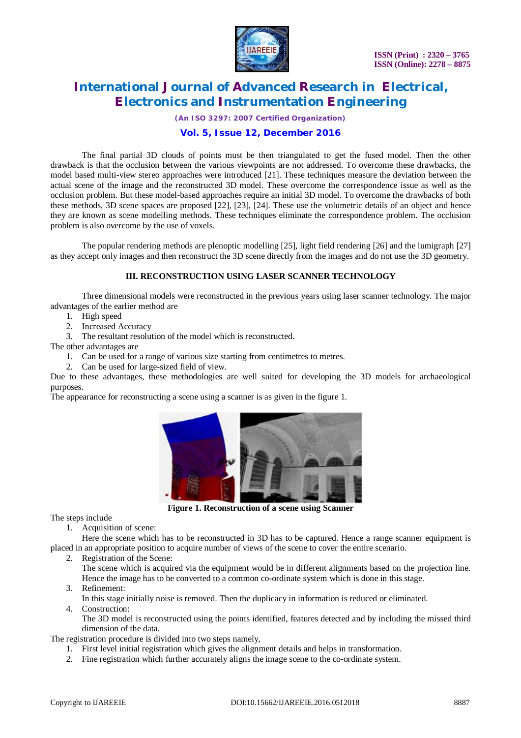The final partial 3D clouds of points must be then triangulated to get the fused model. Then the other drawback is that the occlusion between the various viewpoints are not addressed. To overcome these drawbacks, the model based multi-view stereo approaches were introduced [21]. These techniques measure the deviation between the actual scene of the image and the reconstructed 3D model. These overcome the correspondence issue as well as the occlusion problem. But these model-based approaches require an initial 3D model. To overcome the drawbacks of both these methods, 3D scene spaces are proposed [22], [23], [24]. These use the volumetric details of an object and hence they are known as scene modelling methods. These techniques eliminate the correspondence problem. The occlusion problem is also overcome by the use of voxels.

The popular rendering methods are plenoptic modelling [25], light field rendering [26] and the lumigraph [27] as they accept only images and then reconstruct the 3D scene directly from the images and do not use the 3D geometry.

## III. RECONSTRUCTION USING LASER SCANNER TECHNOLOGY

Three dimensional models were reconstructed in the previous years using laser scanner technology. The major advantages of the earlier method are

1. High speed
2. Increased Accuracy
3. The resultant resolution of the model which is reconstructed.

The other advantages are

1. Can be used for a range of various size starting from centimetres to metres.
2. Can be used for large-sized field of view.

Due to these advantages, these methodologies are well suited for developing the 3D models for archaeological purposes.

The appearance for reconstructing a scene using a scanner is as given in the figure 1.

**Figure 1. Reconstruction of a scene using Scanner**

The steps include

1. Acquisition of scene:
   Here the scene which has to be reconstructed in 3D has to be captured. Hence a range scanner equipment is placed in an appropriate position to acquire number of views of the scene to cover the entire scenario.
2. Registration of the Scene:
   The scene which is acquired via the equipment would be in different alignments based on the projection line. Hence the image has to be converted to a common co-ordinate system which is done in this stage.
3. Refinement:
   In this stage initially noise is removed. Then the duplicacy in information is reduced or eliminated.
4. Construction:
   The 3D model is reconstructed using the points identified, features detected and by including the missed third dimension of the data.

The registration procedure is divided into two steps namely,

1. First level initial registration which gives the alignment details and helps in transformation.
2. Fine registration which further accurately aligns the image scene to the co-ordinate system.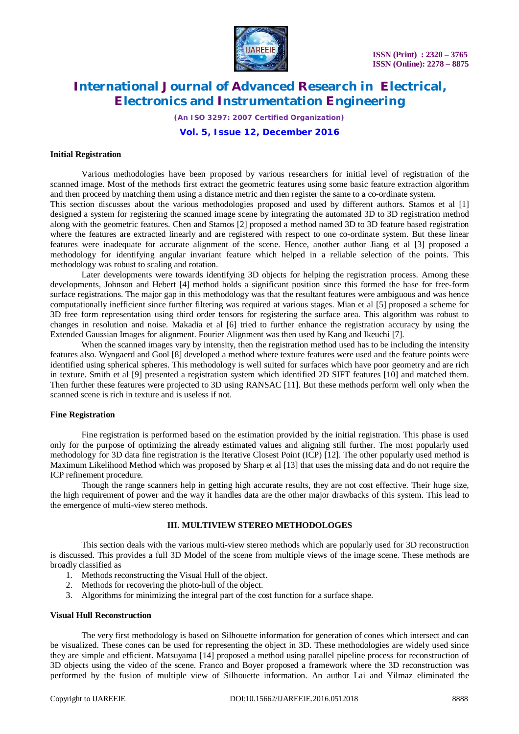### Initial Registration

Various methodologies have been proposed by various researchers for initial level of registration of the scanned image. Most of the methods first extract the geometric features using some basic feature extraction algorithm and then proceed by matching them using a distance metric and then register the same to a co-ordinate system.

This section discusses about the various methodologies proposed and used by different authors. Stamos et al [1] designed a system for registering the scanned image scene by integrating the automated 3D to 3D registration method along with the geometric features. Chen and Stamos [2] proposed a method named 3D to 3D feature based registration where the features are extracted linearly and are registered with respect to one co-ordinate system. But these linear features were inadequate for accurate alignment of the scene. Hence, another author Jiang et al [3] proposed a methodology for identifying angular invariant feature which helped in a reliable selection of the points. This methodology was robust to scaling and rotation.

Later developments were towards identifying 3D objects for helping the registration process. Among these developments, Johnson and Hebert [4] method holds a significant position since this formed the base for free-form surface registrations. The major gap in this methodology was that the resultant features were ambiguous and was hence computationally inefficient since further filtering was required at various stages. Mian et al [5] proposed a scheme for 3D free form representation using third order tensors for registering the surface area. This algorithm was robust to changes in resolution and noise. Makadia et al [6] tried to further enhance the registration accuracy by using the Extended Gaussian Images for alignment. Fourier Alignment was then used by Kang and Ikeuchi [7].

When the scanned images vary by intensity, then the registration method used has to be including the intensity features also. Wyngaerd and Gool [8] developed a method where texture features were used and the feature points were identified using spherical spheres. This methodology is well suited for surfaces which have poor geometry and are rich in texture. Smith et al [9] presented a registration system which identified 2D SIFT features [10] and matched them. Then further these features were projected to 3D using RANSAC [11]. But these methods perform well only when the scanned scene is rich in texture and is useless if not.

### Fine Registration

Fine registration is performed based on the estimation provided by the initial registration. This phase is used only for the purpose of optimizing the already estimated values and aligning still further. The most popularly used methodology for 3D data fine registration is the Iterative Closest Point (ICP) [12]. The other popularly used method is Maximum Likelihood Method which was proposed by Sharp et al [13] that uses the missing data and do not require the ICP refinement procedure.

Though the range scanners help in getting high accurate results, they are not cost effective. Their huge size, the high requirement of power and the way it handles data are the other major drawbacks of this system. This lead to the emergence of multi-view stereo methods.

## III. MULTIVIEW STEREO METHODOLOGES

This section deals with the various multi-view stereo methods which are popularly used for 3D reconstruction is discussed. This provides a full 3D Model of the scene from multiple views of the image scene. These methods are broadly classified as

1. Methods reconstructing the Visual Hull of the object.
2. Methods for recovering the photo-hull of the object.
3. Algorithms for minimizing the integral part of the cost function for a surface shape.

### Visual Hull Reconstruction

The very first methodology is based on Silhouette information for generation of cones which intersect and can be visualized. These cones can be used for representing the object in 3D. These methodologies are widely used since they are simple and efficient. Matsuyama [14] proposed a method using parallel pipeline process for reconstruction of 3D objects using the video of the scene. Franco and Boyer proposed a framework where the 3D reconstruction was performed by the fusion of multiple view of Silhouette information. An author Lai and Yilmaz eliminated the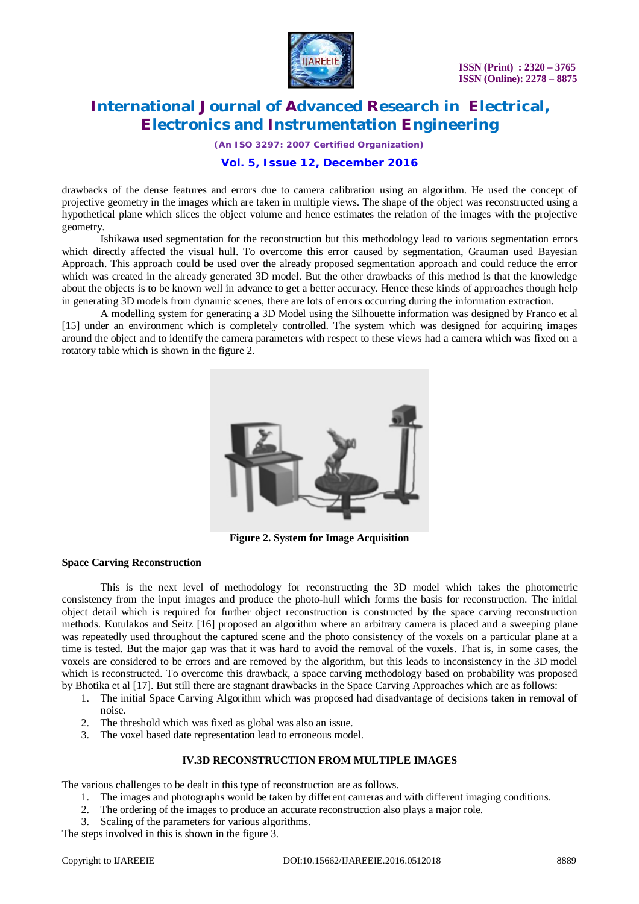drawbacks of the dense features and errors due to camera calibration using an algorithm. He used the concept of projective geometry in the images which are taken in multiple views. The shape of the object was reconstructed using a hypothetical plane which slices the object volume and hence estimates the relation of the images with the projective geometry.

Ishikawa used segmentation for the reconstruction but this methodology lead to various segmentation errors which directly affected the visual hull. To overcome this error caused by segmentation, Grauman used Bayesian Approach. This approach could be used over the already proposed segmentation approach and could reduce the error which was created in the already generated 3D model. But the other drawbacks of this method is that the knowledge about the objects is to be known well in advance to get a better accuracy. Hence these kinds of approaches though help in generating 3D models from dynamic scenes, there are lots of errors occurring during the information extraction.

A modelling system for generating a 3D Model using the Silhouette information was designed by Franco et al [15] under an environment which is completely controlled. The system which was designed for acquiring images around the object and to identify the camera parameters with respect to these views had a camera which was fixed on a rotatory table which is shown in the figure 2.

**Figure 2. System for Image Acquisition**

**Space Carving Reconstruction**

This is the next level of methodology for reconstructing the 3D model which takes the photometric consistency from the input images and produce the photo-hull which forms the basis for reconstruction. The initial object detail which is required for further object reconstruction is constructed by the space carving reconstruction methods. Kutulakos and Seitz [16] proposed an algorithm where an arbitrary camera is placed and a sweeping plane was repeatedly used throughout the captured scene and the photo consistency of the voxels on a particular plane at a time is tested. But the major gap was that it was hard to avoid the removal of the voxels. That is, in some cases, the voxels are considered to be errors and are removed by the algorithm, but this leads to inconsistency in the 3D model which is reconstructed. To overcome this drawback, a space carving methodology based on probability was proposed by Bhotika et al [17]. But still there are stagnant drawbacks in the Space Carving Approaches which are as follows:

1. The initial Space Carving Algorithm which was proposed had disadvantage of decisions taken in removal of noise.
2. The threshold which was fixed as global was also an issue.
3. The voxel based date representation lead to erroneous model.

## IV.3D RECONSTRUCTION FROM MULTIPLE IMAGES

The various challenges to be dealt in this type of reconstruction are as follows.

1. The images and photographs would be taken by different cameras and with different imaging conditions.
2. The ordering of the images to produce an accurate reconstruction also plays a major role.
3. Scaling of the parameters for various algorithms.

The steps involved in this is shown in the figure 3.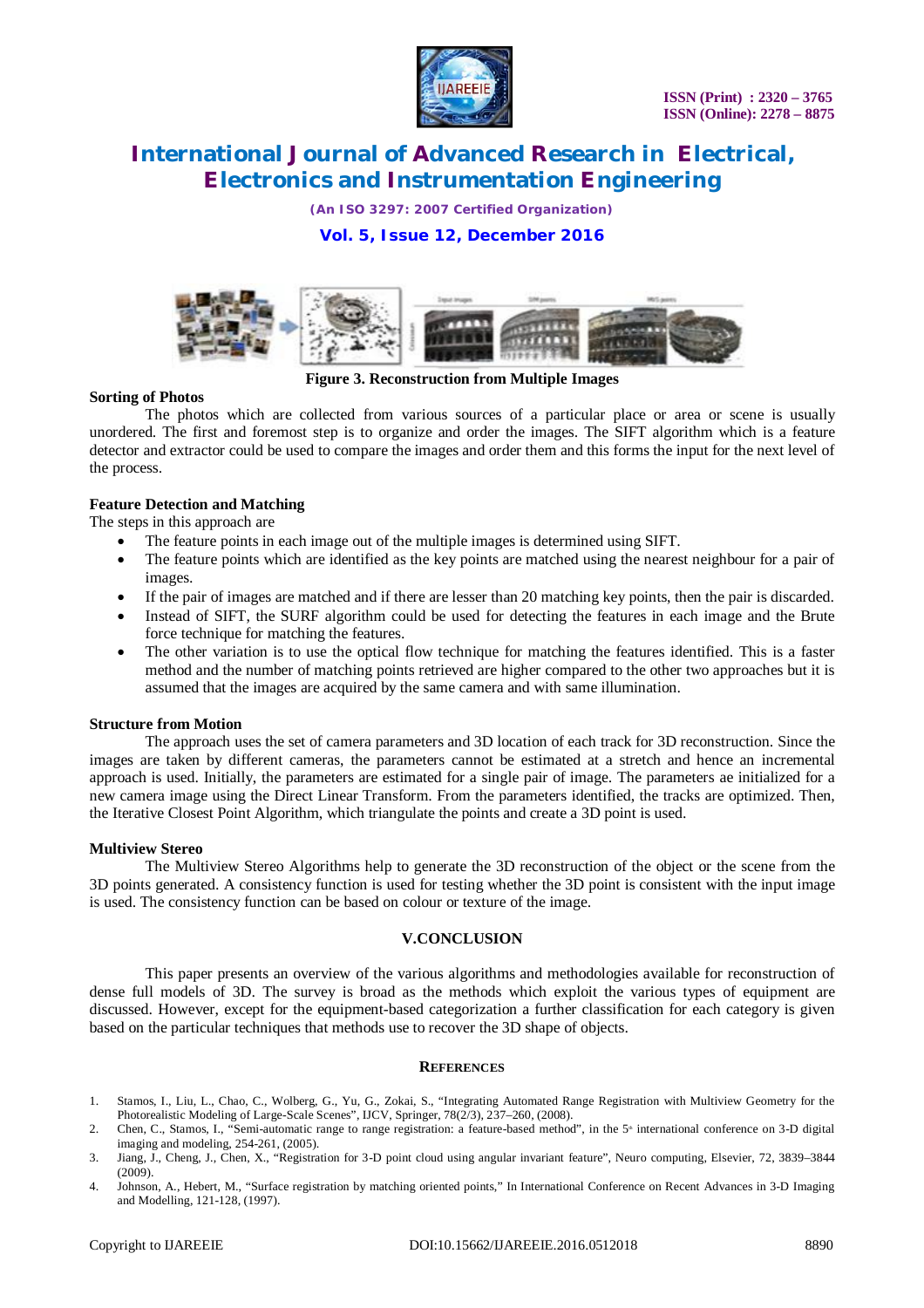**Figure 3. Reconstruction from Multiple Images**

**Sorting of Photos**

The photos which are collected from various sources of a particular place or area or scene is usually unordered. The first and foremost step is to organize and order the images. The SIFT algorithm which is a feature detector and extractor could be used to compare the images and order them and this forms the input for the next level of the process.

**Feature Detection and Matching**

The steps in this approach are

- The feature points in each image out of the multiple images is determined using SIFT.
- The feature points which are identified as the key points are matched using the nearest neighbour for a pair of images.
- If the pair of images are matched and if there are lesser than 20 matching key points, then the pair is discarded.
- Instead of SIFT, the SURF algorithm could be used for detecting the features in each image and the Brute force technique for matching the features.
- The other variation is to use the optical flow technique for matching the features identified. This is a faster method and the number of matching points retrieved are higher compared to the other two approaches but it is assumed that the images are acquired by the same camera and with same illumination.

**Structure from Motion**

The approach uses the set of camera parameters and 3D location of each track for 3D reconstruction. Since the images are taken by different cameras, the parameters cannot be estimated at a stretch and hence an incremental approach is used. Initially, the parameters are estimated for a single pair of image. The parameters ae initialized for a new camera image using the Direct Linear Transform. From the parameters identified, the tracks are optimized. Then, the Iterative Closest Point Algorithm, which triangulate the points and create a 3D point is used.

**Multiview Stereo**

The Multiview Stereo Algorithms help to generate the 3D reconstruction of the object or the scene from the 3D points generated. A consistency function is used for testing whether the 3D point is consistent with the input image is used. The consistency function can be based on colour or texture of the image.

## V.CONCLUSION

This paper presents an overview of the various algorithms and methodologies available for reconstruction of dense full models of 3D. The survey is broad as the methods which exploit the various types of equipment are discussed. However, except for the equipment-based categorization a further classification for each category is given based on the particular techniques that methods use to recover the 3D shape of objects.

## REFERENCES

1. Stamos, I., Liu, L., Chao, C., Wolberg, G., Yu, G., Zokai, S., "Integrating Automated Range Registration with Multiview Geometry for the Photorealistic Modeling of Large-Scale Scenes", IJCV, Springer, 78(2/3), 237–260, (2008).
2. Chen, C., Stamos, I., "Semi-automatic range to range registration: a feature-based method", in the 5th international conference on 3-D digital imaging and modeling, 254-261, (2005).
3. Jiang, J., Cheng, J., Chen, X., "Registration for 3-D point cloud using angular invariant feature", Neuro computing, Elsevier, 72, 3839–3844 (2009).
4. Johnson, A., Hebert, M., "Surface registration by matching oriented points," In International Conference on Recent Advances in 3-D Imaging and Modelling, 121-128, (1997).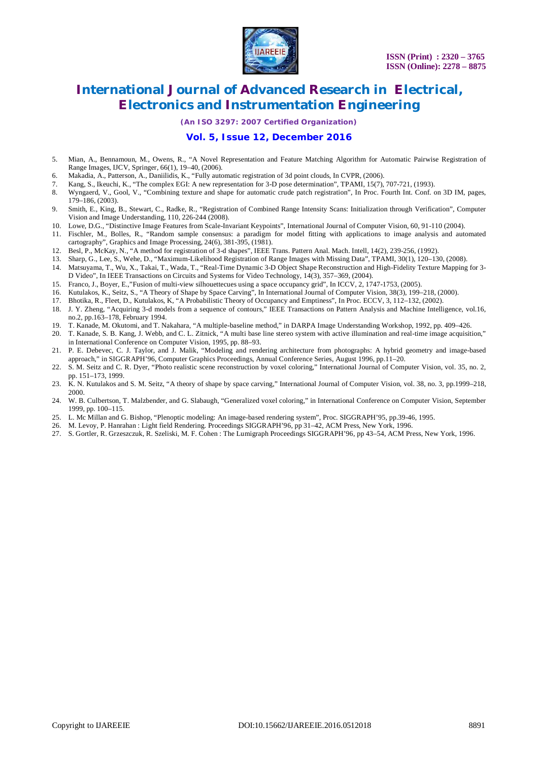5. Mian, A., Bennamoun, M., Owens, R., "A Novel Representation and Feature Matching Algorithm for Automatic Pairwise Registration of Range Images, IJCV, Springer, 66(1), 19–40, (2006).
6. Makadia, A., Patterson, A., Daniilidis, K., "Fully automatic registration of 3d point clouds, In CVPR, (2006).
7. Kang, S., Ikeuchi, K., "The complex EGI: A new representation for 3-D pose determination", TPAMI, 15(7), 707-721, (1993).
8. Wyngaerd, V., Gool, V., "Combining texture and shape for automatic crude patch registration", In Proc. Fourth Int. Conf. on 3D IM, pages, 179–186, (2003).
9. Smith, E., King, B., Stewart, C., Radke, R., "Registration of Combined Range Intensity Scans: Initialization through Verification", Computer Vision and Image Understanding, 110, 226-244 (2008).
10. Lowe, D.G., "Distinctive Image Features from Scale-Invariant Keypoints", International Journal of Computer Vision, 60, 91-110 (2004).
11. Fischler, M., Bolles, R., "Random sample consensus: a paradigm for model fitting with applications to image analysis and automated cartography", Graphics and Image Processing, 24(6), 381-395, (1981).
12. Besl, P., McKay, N., "A method for registration of 3-d shapes", IEEE Trans. Pattern Anal. Mach. Intell, 14(2), 239-256, (1992).
13. Sharp, G., Lee, S., Wehe, D., "Maximum-Likelihood Registration of Range Images with Missing Data", TPAMI, 30(1), 120–130, (2008).
14. Matsuyama, T., Wu, X., Takai, T., Wada, T., "Real-Time Dynamic 3-D Object Shape Reconstruction and High-Fidelity Texture Mapping for 3-D Video", In IEEE Transactions on Circuits and Systems for Video Technology, 14(3), 357–369, (2004).
15. Franco, J., Boyer, E.,"Fusion of multi-view silhouettecues using a space occupancy grid", In ICCV, 2, 1747-1753, (2005).
16. Kutulakos, K., Seitz, S., "A Theory of Shape by Space Carving", In International Journal of Computer Vision, 38(3), 199–218, (2000).
17. Bhotika, R., Fleet, D., Kutulakos, K, "A Probabilistic Theory of Occupancy and Emptiness", In Proc. ECCV, 3, 112–132, (2002).
18. J. Y. Zheng, "Acquiring 3-d models from a sequence of contours," IEEE Transactions on Pattern Analysis and Machine Intelligence, vol.16, no.2, pp.163–178, February 1994.
19. T. Kanade, M. Okutomi, and T. Nakahara, "A multiple-baseline method," in DARPA Image Understanding Workshop, 1992, pp. 409–426.
20. T. Kanade, S. B. Kang, J. Webb, and C. L. Zitnick, "A multi base line stereo system with active illumination and real-time image acquisition," in International Conference on Computer Vision, 1995, pp. 88–93.
21. P. E. Debevec, C. J. Taylor, and J. Malik, "Modeling and rendering architecture from photographs: A hybrid geometry and image-based approach," in SIGGRAPH'96, Computer Graphics Proceedings, Annual Conference Series, August 1996, pp.11–20.
22. S. M. Seitz and C. R. Dyer, "Photo realistic scene reconstruction by voxel coloring," International Journal of Computer Vision, vol. 35, no. 2, pp. 151–173, 1999.
23. K. N. Kutulakos and S. M. Seitz, "A theory of shape by space carving," International Journal of Computer Vision, vol. 38, no. 3, pp.1999–218, 2000.
24. W. B. Culbertson, T. Malzbender, and G. Slabaugh, "Generalized voxel coloring," in International Conference on Computer Vision, September 1999, pp. 100–115.
25. L. Mc Millan and G. Bishop, "Plenoptic modeling: An image-based rendering system", Proc. SIGGRAPH'95, pp.39-46, 1995.
26. M. Levoy, P. Hanrahan : Light field Rendering. Proceedings SIGGRAPH'96, pp 31–42, ACM Press, New York, 1996.
27. S. Gortler, R. Grzeszczuk, R. Szeliski, M. F. Cohen : The Lumigraph Proceedings SIGGRAPH'96, pp 43–54, ACM Press, New York, 1996.